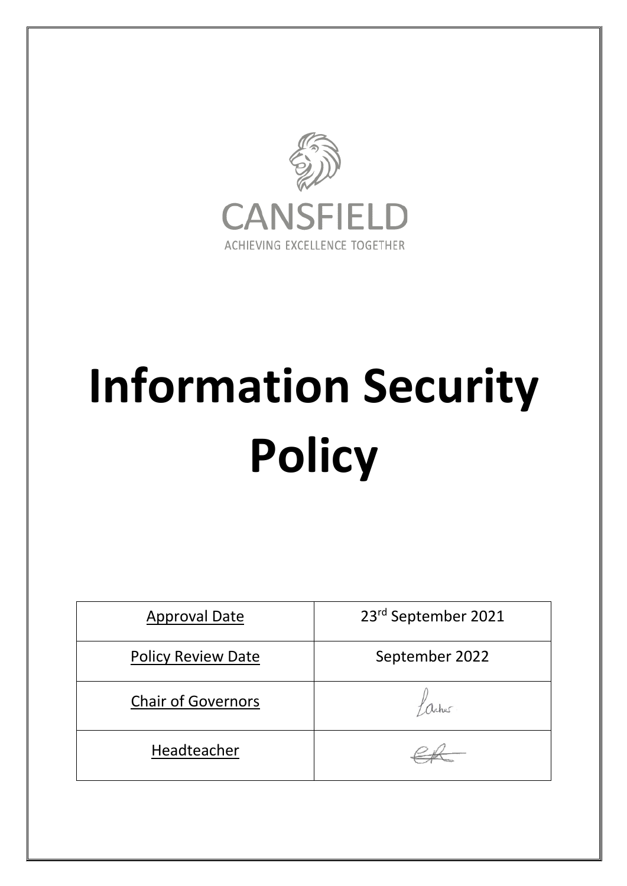CANSFIELD

ACHIEVING EXCELLENCE TOGETHER

# Information Security Policy

| Approval Date | 23rd September 2021 |
| --- | --- |
| Policy Review Date | September 2022 |
| Chair of Governors | |
| Headteacher | |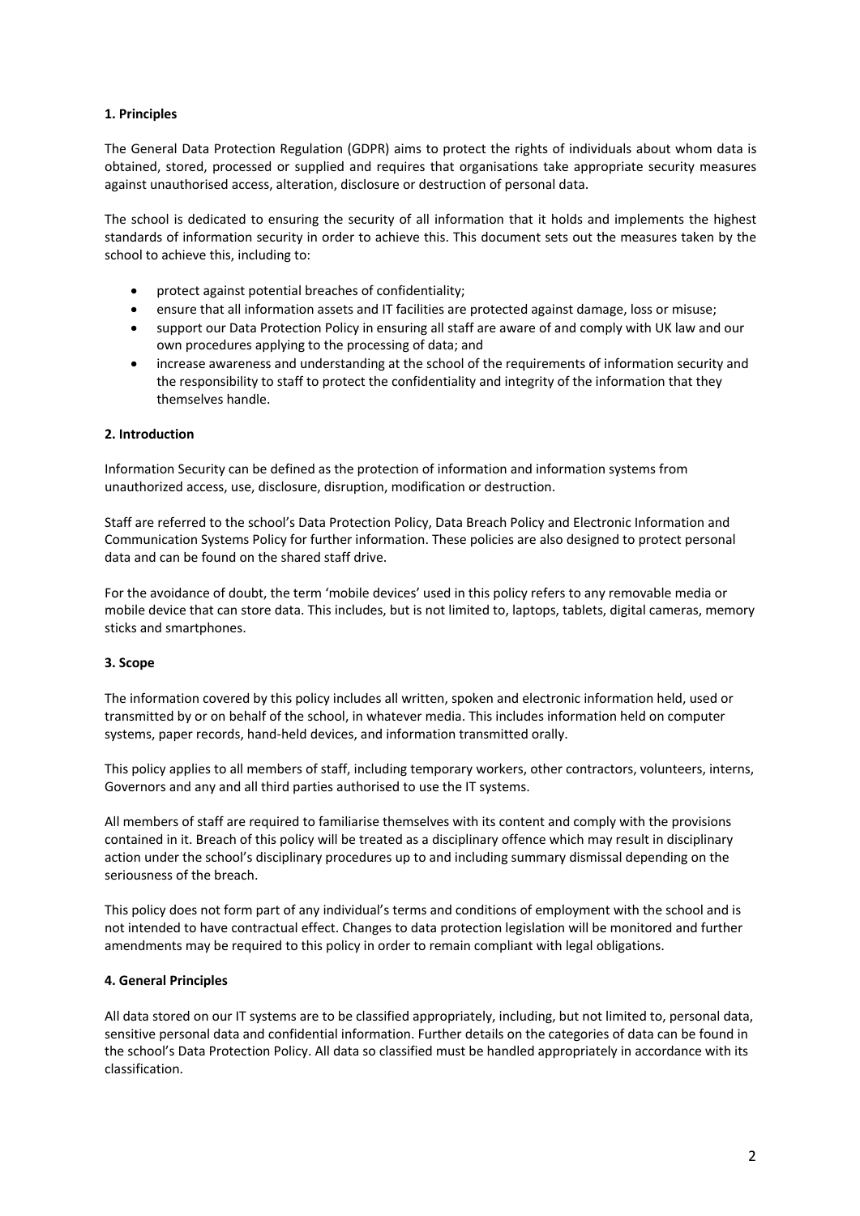## 1. Principles

The General Data Protection Regulation (GDPR) aims to protect the rights of individuals about whom data is obtained, stored, processed or supplied and requires that organisations take appropriate security measures against unauthorised access, alteration, disclosure or destruction of personal data.

The school is dedicated to ensuring the security of all information that it holds and implements the highest standards of information security in order to achieve this. This document sets out the measures taken by the school to achieve this, including to:

- protect against potential breaches of confidentiality;
- ensure that all information assets and IT facilities are protected against damage, loss or misuse;
- support our Data Protection Policy in ensuring all staff are aware of and comply with UK law and our own procedures applying to the processing of data; and
- increase awareness and understanding at the school of the requirements of information security and the responsibility to staff to protect the confidentiality and integrity of the information that they themselves handle.

## 2. Introduction

Information Security can be defined as the protection of information and information systems from unauthorized access, use, disclosure, disruption, modification or destruction.

Staff are referred to the school's Data Protection Policy, Data Breach Policy and Electronic Information and Communication Systems Policy for further information. These policies are also designed to protect personal data and can be found on the shared staff drive.

For the avoidance of doubt, the term 'mobile devices' used in this policy refers to any removable media or mobile device that can store data. This includes, but is not limited to, laptops, tablets, digital cameras, memory sticks and smartphones.

## 3. Scope

The information covered by this policy includes all written, spoken and electronic information held, used or transmitted by or on behalf of the school, in whatever media. This includes information held on computer systems, paper records, hand-held devices, and information transmitted orally.

This policy applies to all members of staff, including temporary workers, other contractors, volunteers, interns, Governors and any and all third parties authorised to use the IT systems.

All members of staff are required to familiarise themselves with its content and comply with the provisions contained in it. Breach of this policy will be treated as a disciplinary offence which may result in disciplinary action under the school's disciplinary procedures up to and including summary dismissal depending on the seriousness of the breach.

This policy does not form part of any individual's terms and conditions of employment with the school and is not intended to have contractual effect. Changes to data protection legislation will be monitored and further amendments may be required to this policy in order to remain compliant with legal obligations.

## 4. General Principles

All data stored on our IT systems are to be classified appropriately, including, but not limited to, personal data, sensitive personal data and confidential information. Further details on the categories of data can be found in the school's Data Protection Policy. All data so classified must be handled appropriately in accordance with its classification.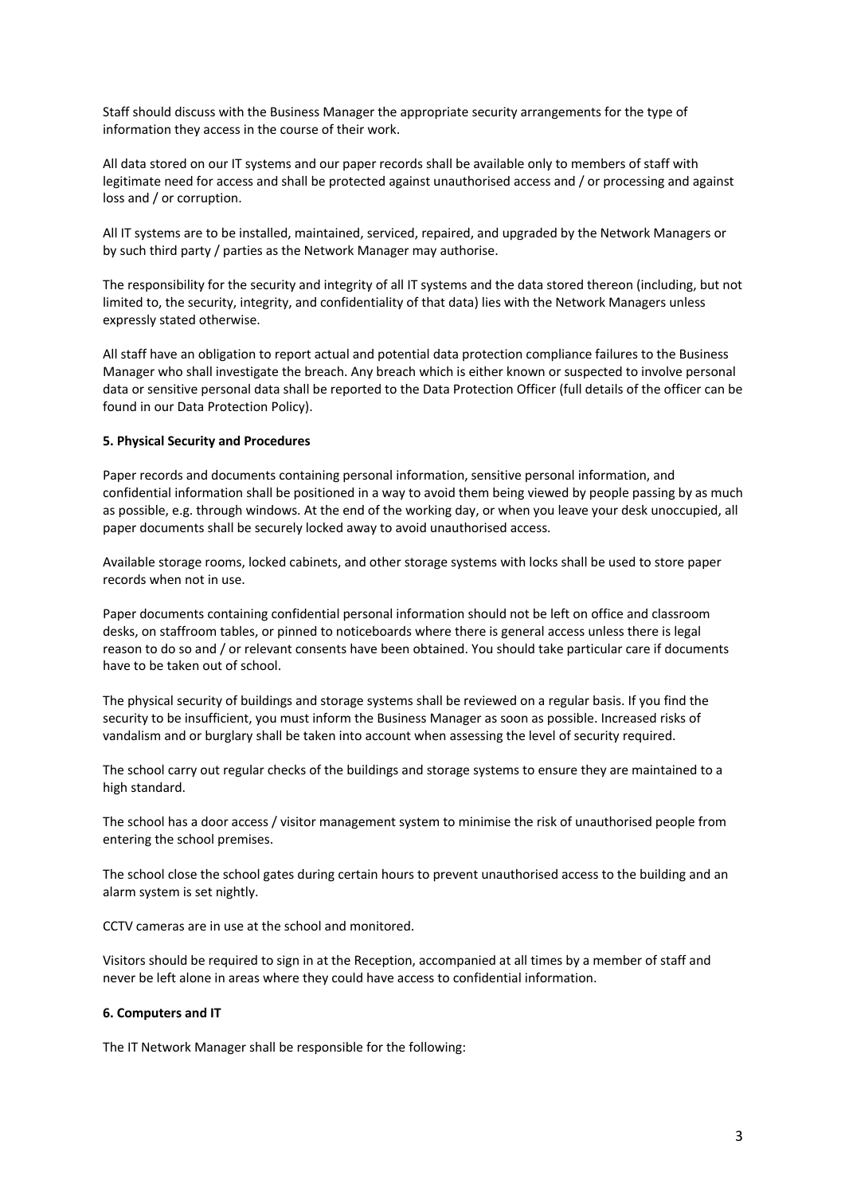Staff should discuss with the Business Manager the appropriate security arrangements for the type of information they access in the course of their work.

All data stored on our IT systems and our paper records shall be available only to members of staff with legitimate need for access and shall be protected against unauthorised access and / or processing and against loss and / or corruption.

All IT systems are to be installed, maintained, serviced, repaired, and upgraded by the Network Managers or by such third party / parties as the Network Manager may authorise.

The responsibility for the security and integrity of all IT systems and the data stored thereon (including, but not limited to, the security, integrity, and confidentiality of that data) lies with the Network Managers unless expressly stated otherwise.

All staff have an obligation to report actual and potential data protection compliance failures to the Business Manager who shall investigate the breach. Any breach which is either known or suspected to involve personal data or sensitive personal data shall be reported to the Data Protection Officer (full details of the officer can be found in our Data Protection Policy).

**5. Physical Security and Procedures**

Paper records and documents containing personal information, sensitive personal information, and confidential information shall be positioned in a way to avoid them being viewed by people passing by as much as possible, e.g. through windows. At the end of the working day, or when you leave your desk unoccupied, all paper documents shall be securely locked away to avoid unauthorised access.

Available storage rooms, locked cabinets, and other storage systems with locks shall be used to store paper records when not in use.

Paper documents containing confidential personal information should not be left on office and classroom desks, on staffroom tables, or pinned to noticeboards where there is general access unless there is legal reason to do so and / or relevant consents have been obtained. You should take particular care if documents have to be taken out of school.

The physical security of buildings and storage systems shall be reviewed on a regular basis. If you find the security to be insufficient, you must inform the Business Manager as soon as possible. Increased risks of vandalism and or burglary shall be taken into account when assessing the level of security required.

The school carry out regular checks of the buildings and storage systems to ensure they are maintained to a high standard.

The school has a door access / visitor management system to minimise the risk of unauthorised people from entering the school premises.

The school close the school gates during certain hours to prevent unauthorised access to the building and an alarm system is set nightly.

CCTV cameras are in use at the school and monitored.

Visitors should be required to sign in at the Reception, accompanied at all times by a member of staff and never be left alone in areas where they could have access to confidential information.

**6. Computers and IT**

The IT Network Manager shall be responsible for the following: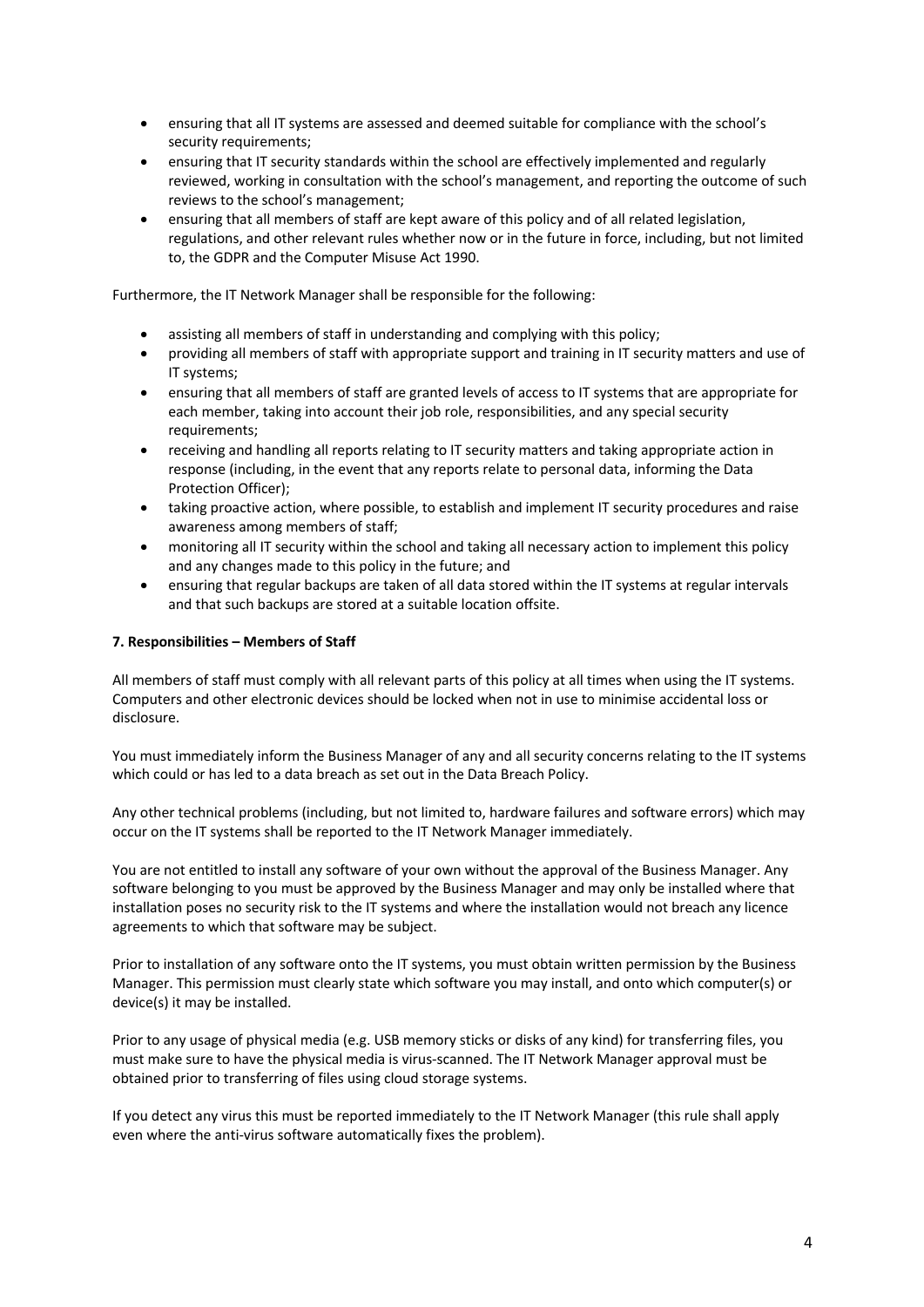- ensuring that all IT systems are assessed and deemed suitable for compliance with the school's security requirements;
- ensuring that IT security standards within the school are effectively implemented and regularly reviewed, working in consultation with the school's management, and reporting the outcome of such reviews to the school's management;
- ensuring that all members of staff are kept aware of this policy and of all related legislation, regulations, and other relevant rules whether now or in the future in force, including, but not limited to, the GDPR and the Computer Misuse Act 1990.

Furthermore, the IT Network Manager shall be responsible for the following:

- assisting all members of staff in understanding and complying with this policy;
- providing all members of staff with appropriate support and training in IT security matters and use of IT systems;
- ensuring that all members of staff are granted levels of access to IT systems that are appropriate for each member, taking into account their job role, responsibilities, and any special security requirements;
- receiving and handling all reports relating to IT security matters and taking appropriate action in response (including, in the event that any reports relate to personal data, informing the Data Protection Officer);
- taking proactive action, where possible, to establish and implement IT security procedures and raise awareness among members of staff;
- monitoring all IT security within the school and taking all necessary action to implement this policy and any changes made to this policy in the future; and
- ensuring that regular backups are taken of all data stored within the IT systems at regular intervals and that such backups are stored at a suitable location offsite.

**7. Responsibilities – Members of Staff**

All members of staff must comply with all relevant parts of this policy at all times when using the IT systems. Computers and other electronic devices should be locked when not in use to minimise accidental loss or disclosure.

You must immediately inform the Business Manager of any and all security concerns relating to the IT systems which could or has led to a data breach as set out in the Data Breach Policy.

Any other technical problems (including, but not limited to, hardware failures and software errors) which may occur on the IT systems shall be reported to the IT Network Manager immediately.

You are not entitled to install any software of your own without the approval of the Business Manager. Any software belonging to you must be approved by the Business Manager and may only be installed where that installation poses no security risk to the IT systems and where the installation would not breach any licence agreements to which that software may be subject.

Prior to installation of any software onto the IT systems, you must obtain written permission by the Business Manager. This permission must clearly state which software you may install, and onto which computer(s) or device(s) it may be installed.

Prior to any usage of physical media (e.g. USB memory sticks or disks of any kind) for transferring files, you must make sure to have the physical media is virus-scanned. The IT Network Manager approval must be obtained prior to transferring of files using cloud storage systems.

If you detect any virus this must be reported immediately to the IT Network Manager (this rule shall apply even where the anti-virus software automatically fixes the problem).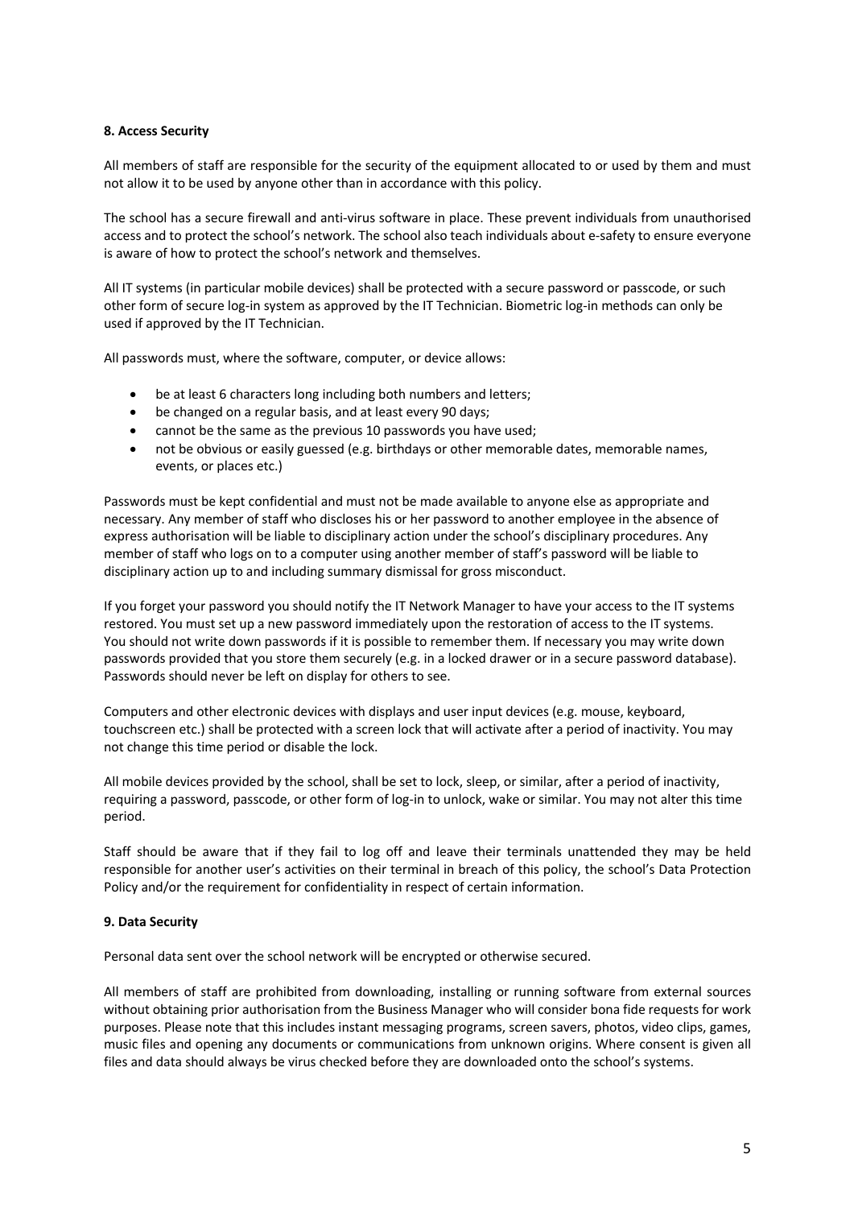**8. Access Security**

All members of staff are responsible for the security of the equipment allocated to or used by them and must not allow it to be used by anyone other than in accordance with this policy.

The school has a secure firewall and anti-virus software in place. These prevent individuals from unauthorised access and to protect the school's network. The school also teach individuals about e-safety to ensure everyone is aware of how to protect the school's network and themselves.

All IT systems (in particular mobile devices) shall be protected with a secure password or passcode, or such other form of secure log-in system as approved by the IT Technician. Biometric log-in methods can only be used if approved by the IT Technician.

All passwords must, where the software, computer, or device allows:

- be at least 6 characters long including both numbers and letters;
- be changed on a regular basis, and at least every 90 days;
- cannot be the same as the previous 10 passwords you have used;
- not be obvious or easily guessed (e.g. birthdays or other memorable dates, memorable names, events, or places etc.)

Passwords must be kept confidential and must not be made available to anyone else as appropriate and necessary. Any member of staff who discloses his or her password to another employee in the absence of express authorisation will be liable to disciplinary action under the school's disciplinary procedures. Any member of staff who logs on to a computer using another member of staff's password will be liable to disciplinary action up to and including summary dismissal for gross misconduct.

If you forget your password you should notify the IT Network Manager to have your access to the IT systems restored. You must set up a new password immediately upon the restoration of access to the IT systems. You should not write down passwords if it is possible to remember them. If necessary you may write down passwords provided that you store them securely (e.g. in a locked drawer or in a secure password database). Passwords should never be left on display for others to see.

Computers and other electronic devices with displays and user input devices (e.g. mouse, keyboard, touchscreen etc.) shall be protected with a screen lock that will activate after a period of inactivity. You may not change this time period or disable the lock.

All mobile devices provided by the school, shall be set to lock, sleep, or similar, after a period of inactivity, requiring a password, passcode, or other form of log-in to unlock, wake or similar. You may not alter this time period.

Staff should be aware that if they fail to log off and leave their terminals unattended they may be held responsible for another user's activities on their terminal in breach of this policy, the school's Data Protection Policy and/or the requirement for confidentiality in respect of certain information.

**9. Data Security**

Personal data sent over the school network will be encrypted or otherwise secured.

All members of staff are prohibited from downloading, installing or running software from external sources without obtaining prior authorisation from the Business Manager who will consider bona fide requests for work purposes. Please note that this includes instant messaging programs, screen savers, photos, video clips, games, music files and opening any documents or communications from unknown origins. Where consent is given all files and data should always be virus checked before they are downloaded onto the school's systems.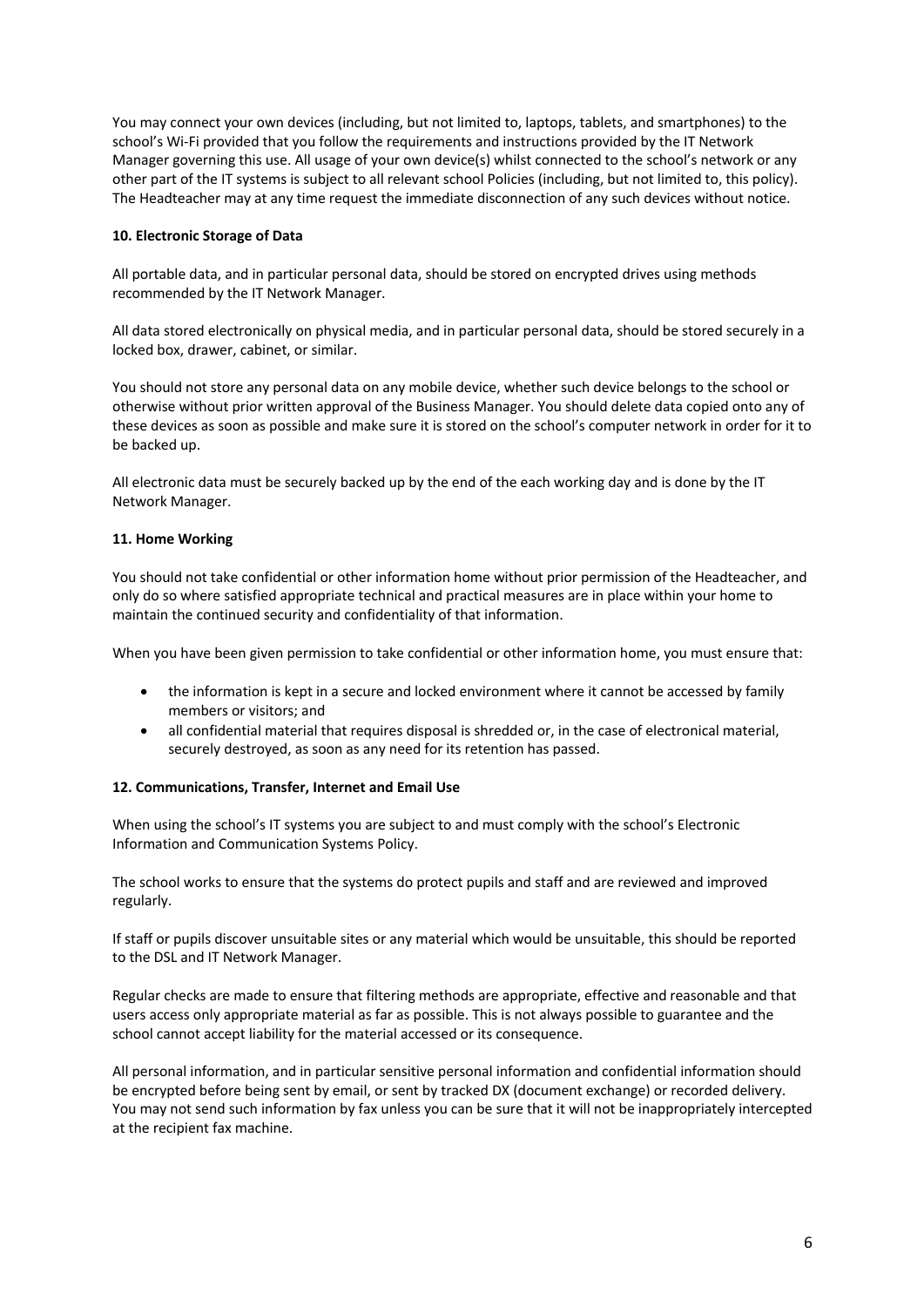You may connect your own devices (including, but not limited to, laptops, tablets, and smartphones) to the school's Wi-Fi provided that you follow the requirements and instructions provided by the IT Network Manager governing this use. All usage of your own device(s) whilst connected to the school's network or any other part of the IT systems is subject to all relevant school Policies (including, but not limited to, this policy). The Headteacher may at any time request the immediate disconnection of any such devices without notice.

**10. Electronic Storage of Data**

All portable data, and in particular personal data, should be stored on encrypted drives using methods recommended by the IT Network Manager.

All data stored electronically on physical media, and in particular personal data, should be stored securely in a locked box, drawer, cabinet, or similar.

You should not store any personal data on any mobile device, whether such device belongs to the school or otherwise without prior written approval of the Business Manager. You should delete data copied onto any of these devices as soon as possible and make sure it is stored on the school's computer network in order for it to be backed up.

All electronic data must be securely backed up by the end of the each working day and is done by the IT Network Manager.

**11. Home Working**

You should not take confidential or other information home without prior permission of the Headteacher, and only do so where satisfied appropriate technical and practical measures are in place within your home to maintain the continued security and confidentiality of that information.

When you have been given permission to take confidential or other information home, you must ensure that:

- the information is kept in a secure and locked environment where it cannot be accessed by family members or visitors; and
- all confidential material that requires disposal is shredded or, in the case of electronical material, securely destroyed, as soon as any need for its retention has passed.

**12. Communications, Transfer, Internet and Email Use**

When using the school's IT systems you are subject to and must comply with the school's Electronic Information and Communication Systems Policy.

The school works to ensure that the systems do protect pupils and staff and are reviewed and improved regularly.

If staff or pupils discover unsuitable sites or any material which would be unsuitable, this should be reported to the DSL and IT Network Manager.

Regular checks are made to ensure that filtering methods are appropriate, effective and reasonable and that users access only appropriate material as far as possible. This is not always possible to guarantee and the school cannot accept liability for the material accessed or its consequence.

All personal information, and in particular sensitive personal information and confidential information should be encrypted before being sent by email, or sent by tracked DX (document exchange) or recorded delivery. You may not send such information by fax unless you can be sure that it will not be inappropriately intercepted at the recipient fax machine.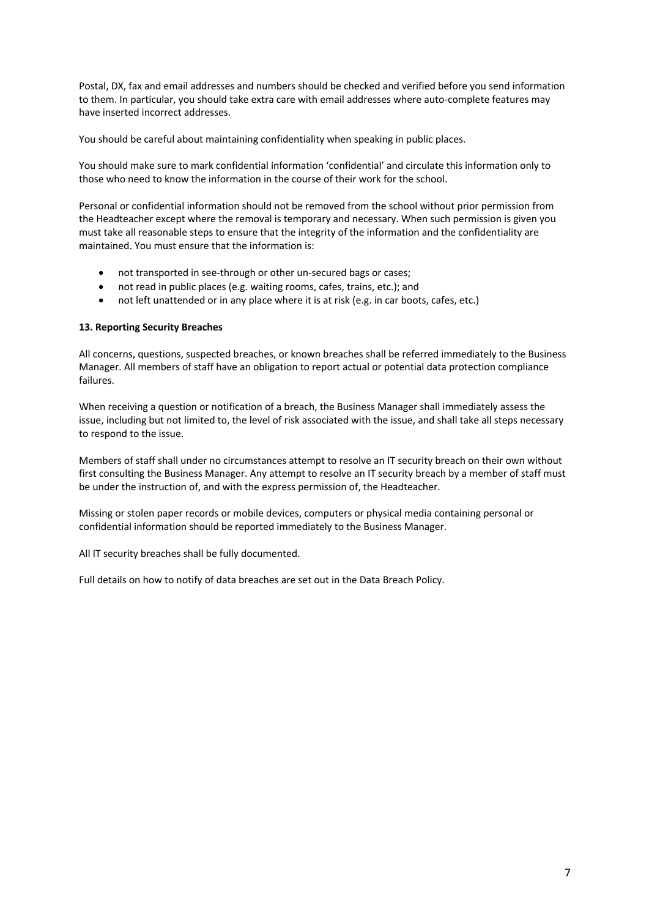Postal, DX, fax and email addresses and numbers should be checked and verified before you send information to them. In particular, you should take extra care with email addresses where auto-complete features may have inserted incorrect addresses.

You should be careful about maintaining confidentiality when speaking in public places.

You should make sure to mark confidential information 'confidential' and circulate this information only to those who need to know the information in the course of their work for the school.

Personal or confidential information should not be removed from the school without prior permission from the Headteacher except where the removal is temporary and necessary. When such permission is given you must take all reasonable steps to ensure that the integrity of the information and the confidentiality are maintained. You must ensure that the information is:

- not transported in see-through or other un-secured bags or cases;
- not read in public places (e.g. waiting rooms, cafes, trains, etc.); and
- not left unattended or in any place where it is at risk (e.g. in car boots, cafes, etc.)

**13. Reporting Security Breaches**

All concerns, questions, suspected breaches, or known breaches shall be referred immediately to the Business Manager. All members of staff have an obligation to report actual or potential data protection compliance failures.

When receiving a question or notification of a breach, the Business Manager shall immediately assess the issue, including but not limited to, the level of risk associated with the issue, and shall take all steps necessary to respond to the issue.

Members of staff shall under no circumstances attempt to resolve an IT security breach on their own without first consulting the Business Manager. Any attempt to resolve an IT security breach by a member of staff must be under the instruction of, and with the express permission of, the Headteacher.

Missing or stolen paper records or mobile devices, computers or physical media containing personal or confidential information should be reported immediately to the Business Manager.

All IT security breaches shall be fully documented.

Full details on how to notify of data breaches are set out in the Data Breach Policy.